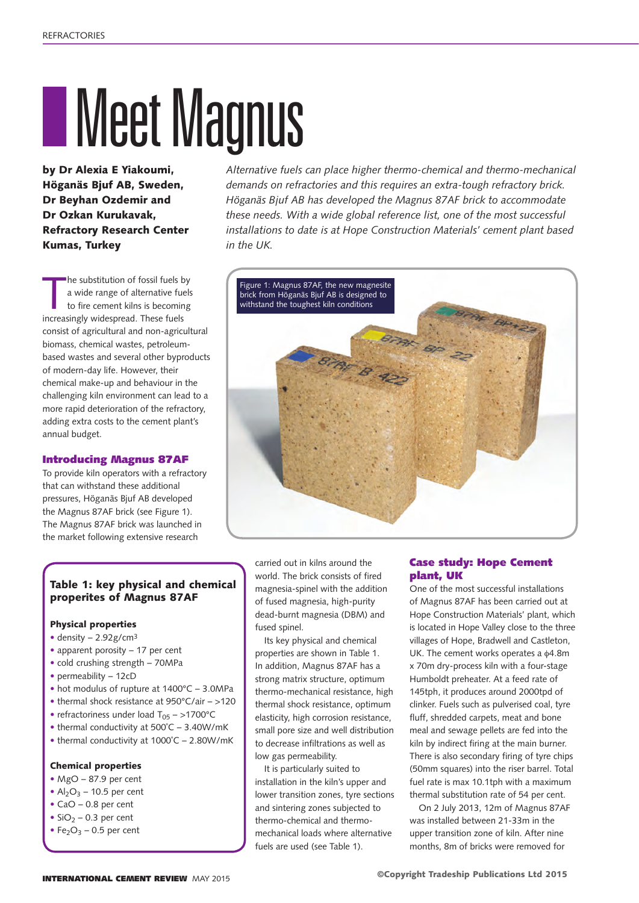# Meet Magnus

**by Dr Alexia E Yiakoumi, Höganäs Bjuf AB, Sweden, Dr Beyhan Ozdemir and Dr Ozkan Kurukavak, Refractory Research Center Kumas, Turkey**

*Alternative fuels can place higher thermo-chemical and thermo-mechanical demands on refractories and this requires an extra-tough refractory brick. Höganäs Bjuf AB has developed the Magnus 87AF brick to accommodate these needs. With a wide global reference list, one of the most successful installations to date is at Hope Construction Materials' cement plant based in the UK.*

The substitution of fossil fuels by a wide range of alternative fuels to fire cement kilns is becoming increasingly widespread. These fuels consist of agricultural and non-agricultural biomass, chemical wastes, petroleum-based wastes and several other byproducts of modern-day life. However, their chemical make-up and behaviour in the challenging kiln environment can lead to a more rapid deterioration of the refractory, adding extra costs to the cement plant's annual budget.

Figure 1: Magnus 87AF, the new magnesite brick from Höganäs Bjuf AB is designed to withstand the toughest kiln conditions

## Introducing Magnus 87AF

To provide kiln operators with a refractory that can withstand these additional pressures, Höganäs Bjuf AB developed the Magnus 87AF brick (see Figure 1). The Magnus 87AF brick was launched in the market following extensive research carried out in kilns around the world. The brick consists of fired magnesia-spinel with the addition of fused magnesia, high-purity dead-burnt magnesia (DBM) and fused spinel.

Its key physical and chemical properties are shown in Table 1. In addition, Magnus 87AF has a strong matrix structure, optimum thermo-mechanical resistance, high thermal shock resistance, optimum elasticity, high corrosion resistance, small pore size and well distribution to decrease infiltrations as well as low gas permeability.

It is particularly suited to installation in the kiln's upper and lower transition zones, tyre sections and sintering zones subjected to thermo-chemical and thermo-mechanical loads where alternative fuels are used (see Table 1).

### Table 1: key physical and chemical properites of Magnus 87AF

**Physical properties**

- density – 2.92g/cm³
- apparent porosity – 17 per cent
- cold crushing strength – 70MPa
- permeability – 12cD
- hot modulus of rupture at 1400°C – 3.0MPa
- thermal shock resistance at 950°C/air – >120
- refractoriness under load $T_{05}$ – >1700°C
- thermal conductivity at 500˚C – 3.40W/mK
- thermal conductivity at 1000˚C – 2.80W/mK

**Chemical properties**

- MgO – 87.9 per cent
- $Al_2O_3$ – 10.5 per cent
- CaO – 0.8 per cent
- $SiO_2$ – 0.3 per cent
- $Fe_2O_3$ – 0.5 per cent

## Case study: Hope Cement plant, UK

One of the most successful installations of Magnus 87AF has been carried out at Hope Construction Materials' plant, which is located in Hope Valley close to the three villages of Hope, Bradwell and Castleton, UK. The cement works operates a ϕ4.8m x 70m dry-process kiln with a four-stage Humboldt preheater. At a feed rate of 145tph, it produces around 2000tpd of clinker. Fuels such as pulverised coal, tyre fluff, shredded carpets, meat and bone meal and sewage pellets are fed into the kiln by indirect firing at the main burner. There is also secondary firing of tyre chips (50mm squares) into the riser barrel. Total fuel rate is max 10.1tph with a maximum thermal substitution rate of 54 per cent.

On 2 July 2013, 12m of Magnus 87AF was installed between 21-33m in the upper transition zone of kiln. After nine months, 8m of bricks were removed for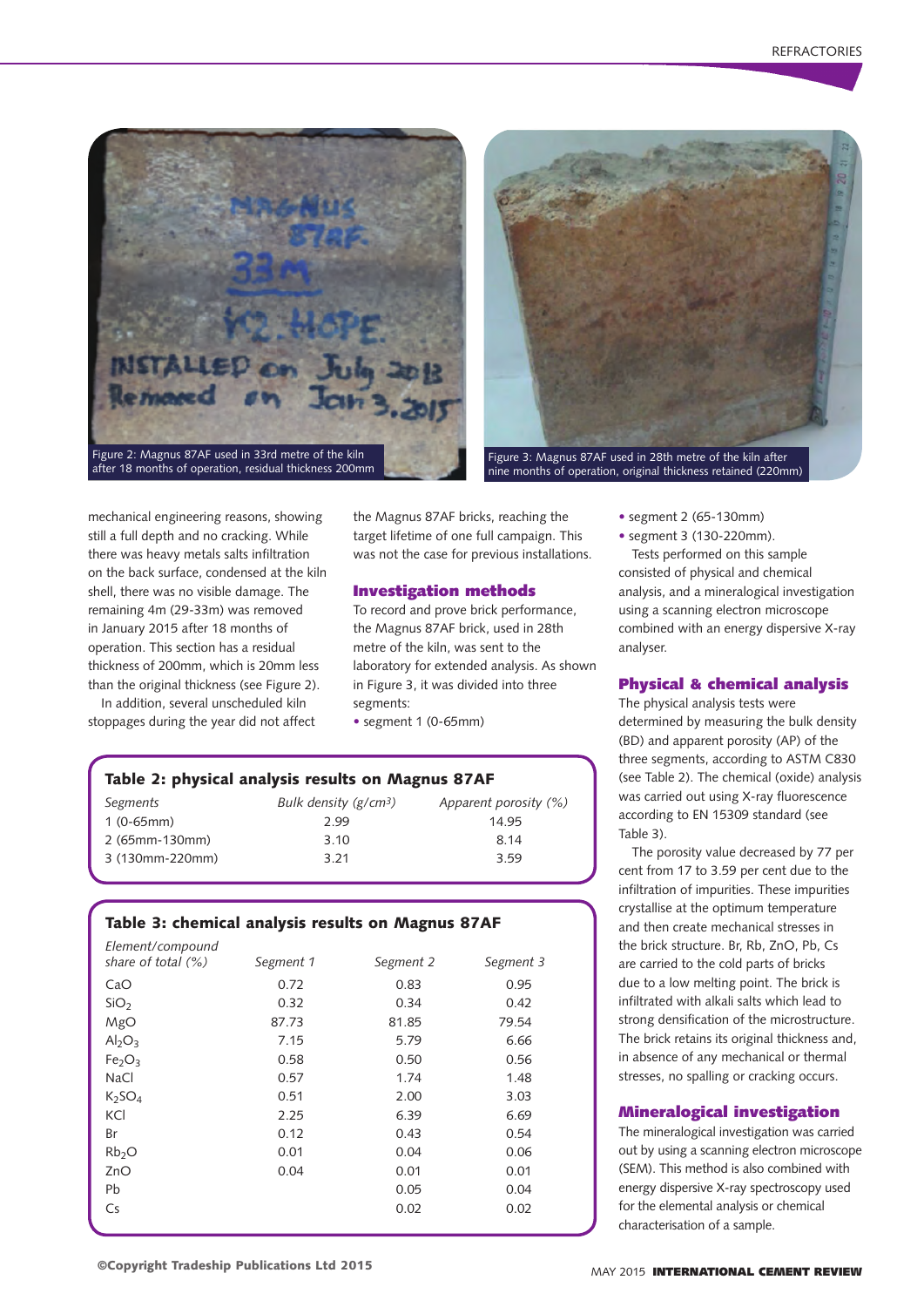Figure 2: Magnus 87AF used in 33rd metre of the kiln after 18 months of operation, residual thickness 200mm

Figure 3: Magnus 87AF used in 28th metre of the kiln after nine months of operation, original thickness retained (220mm)

mechanical engineering reasons, showing still a full depth and no cracking. While there was heavy metals salts infiltration on the back surface, condensed at the kiln shell, there was no visible damage. The remaining 4m (29-33m) was removed in January 2015 after 18 months of operation. This section has a residual thickness of 200mm, which is 20mm less than the original thickness (see Figure 2).

In addition, several unscheduled kiln stoppages during the year did not affect the Magnus 87AF bricks, reaching the target lifetime of one full campaign. This was not the case for previous installations.

## Investigation methods

To record and prove brick performance, the Magnus 87AF brick, used in 28th metre of the kiln, was sent to the laboratory for extended analysis. As shown in Figure 3, it was divided into three segments:

- segment 1 (0-65mm)
- segment 2 (65-130mm)
- segment 3 (130-220mm).

Tests performed on this sample consisted of physical and chemical analysis, and a mineralogical investigation using a scanning electron microscope combined with an energy dispersive X-ray analyser.

**Table 2: physical analysis results on Magnus 87AF**

| *Segments* | *Bulk density (g/cm³)* | *Apparent porosity (%)* |
|---|---|---|
| 1 (0-65mm) | 2.99 | 14.95 |
| 2 (65mm-130mm) | 3.10 | 8.14 |
| 3 (130mm-220mm) | 3.21 | 3.59 |

**Table 3: chemical analysis results on Magnus 87AF**

| *Element/compound share of total (%)* | *Segment 1* | *Segment 2* | *Segment 3* |
|---|---|---|---|
| CaO | 0.72 | 0.83 | 0.95 |
| $SiO_2$ | 0.32 | 0.34 | 0.42 |
| MgO | 87.73 | 81.85 | 79.54 |
| $Al_2O_3$ | 7.15 | 5.79 | 6.66 |
| $Fe_2O_3$ | 0.58 | 0.50 | 0.56 |
| NaCl | 0.57 | 1.74 | 1.48 |
| $K_2SO_4$ | 0.51 | 2.00 | 3.03 |
| KCl | 2.25 | 6.39 | 6.69 |
| Br | 0.12 | 0.43 | 0.54 |
| $Rb_2O$ | 0.01 | 0.04 | 0.06 |
| ZnO | 0.04 | 0.01 | 0.01 |
| Pb | | 0.05 | 0.04 |
| Cs | | 0.02 | 0.02 |

## Physical & chemical analysis

The physical analysis tests were determined by measuring the bulk density (BD) and apparent porosity (AP) of the three segments, according to ASTM C830 (see Table 2). The chemical (oxide) analysis was carried out using X-ray fluorescence according to EN 15309 standard (see Table 3).

The porosity value decreased by 77 per cent from 17 to 3.59 per cent due to the infiltration of impurities. These impurities crystallise at the optimum temperature and then create mechanical stresses in the brick structure. Br, Rb, ZnO, Pb, Cs are carried to the cold parts of bricks due to a low melting point. The brick is infiltrated with alkali salts which lead to strong densification of the microstructure. The brick retains its original thickness and, in absence of any mechanical or thermal stresses, no spalling or cracking occurs.

## Mineralogical investigation

The mineralogical investigation was carried out by using a scanning electron microscope (SEM). This method is also combined with energy dispersive X-ray spectroscopy used for the elemental analysis or chemical characterisation of a sample.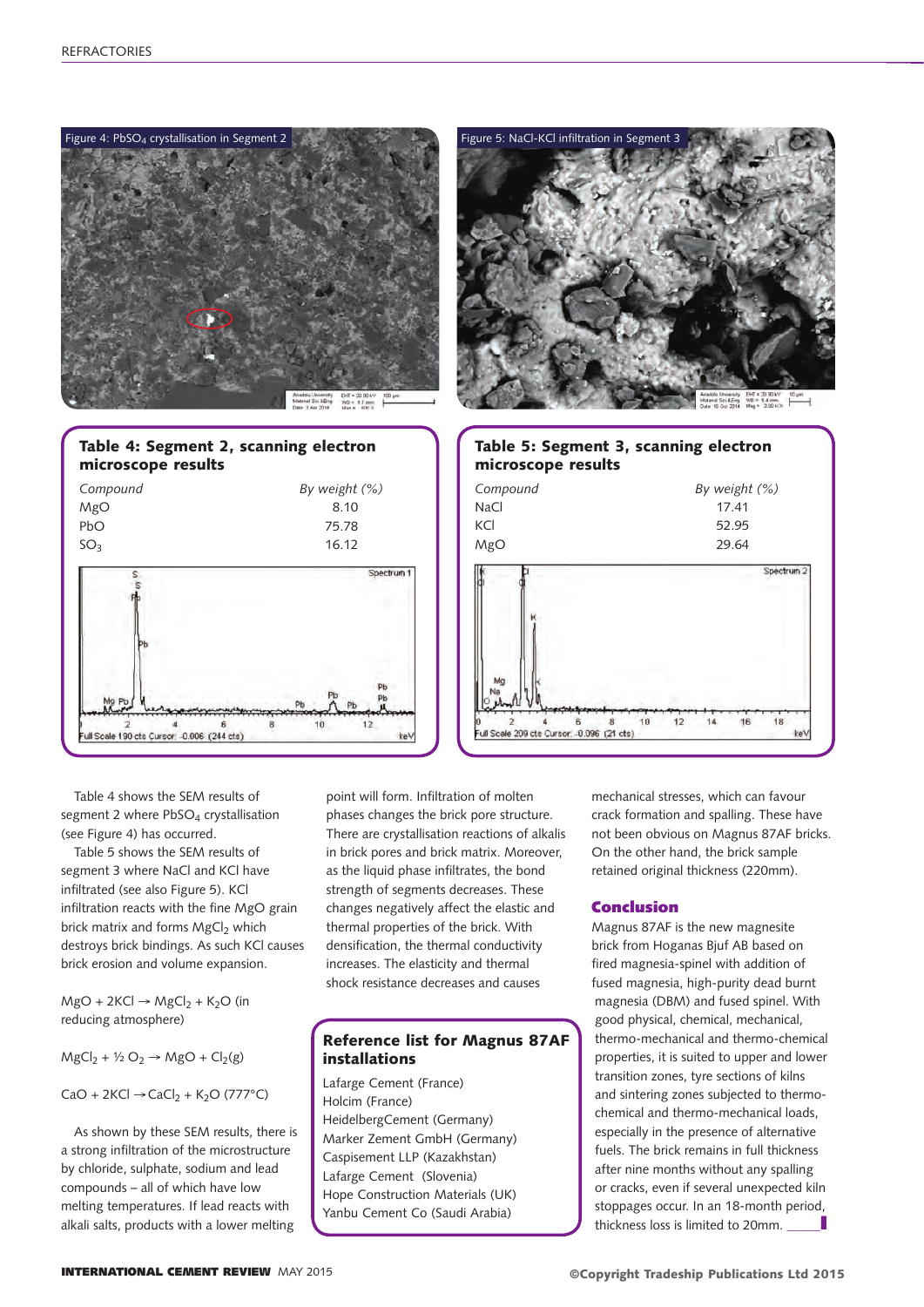Figure 4: $PbSO_4$ crystallisation in Segment 2

Figure 5: NaCl-KCl infiltration in Segment 3

**Table 4: Segment 2, scanning electron microscope results**

| Compound | By weight (%) |
|---|---|
| MgO | 8.10 |
| PbO | 75.78 |
| $SO_3$ | 16.12 |

Spectrum 1

Full Scale 190 cts Cursor: -0.006 (244 cts)

keV

**Table 5: Segment 3, scanning electron microscope results**

| Compound | By weight (%) |
|---|---|
| NaCl | 17.41 |
| KCl | 52.95 |
| MgO | 29.64 |

Spectrum 2

Full Scale 209 cts Cursor: -0.096 (21 cts)

keV

Table 4 shows the SEM results of segment 2 where $PbSO_4$ crystallisation (see Figure 4) has occurred.

Table 5 shows the SEM results of segment 3 where NaCl and KCl have infiltrated (see also Figure 5). KCl infiltration reacts with the fine MgO grain brick matrix and forms $MgCl_2$ which destroys brick bindings. As such KCl causes brick erosion and volume expansion.

$MgO + 2KCl \rightarrow MgCl_2 + K_2O$ (in reducing atmosphere)

$MgCl_2 + \frac{1}{2} O_2 \rightarrow MgO + Cl_2(g)$

$CaO + 2KCl \rightarrow CaCl_2 + K_2O$ (777°C)

As shown by these SEM results, there is a strong infiltration of the microstructure by chloride, sulphate, sodium and lead compounds – all of which have low melting temperatures. If lead reacts with alkali salts, products with a lower melting point will form. Infiltration of molten phases changes the brick pore structure. There are crystallisation reactions of alkalis in brick pores and brick matrix. Moreover, as the liquid phase infiltrates, the bond strength of segments decreases. These changes negatively affect the elastic and thermal properties of the brick. With densification, the thermal conductivity increases. The elasticity and thermal shock resistance decreases and causes mechanical stresses, which can favour crack formation and spalling. These have not been obvious on Magnus 87AF bricks. On the other hand, the brick sample retained original thickness (220mm).

**Reference list for Magnus 87AF installations**

- Lafarge Cement (France)
- Holcim (France)
- HeidelbergCement (Germany)
- Marker Zement GmbH (Germany)
- Caspiesement LLP (Kazakhstan)
- Lafarge Cement (Slovenia)
- Hope Construction Materials (UK)
- Yanbu Cement Co (Saudi Arabia)

## Conclusion

Magnus 87AF is the new magnesite brick from Hoganas Bjuf AB based on fired magnesia-spinel with addition of fused magnesia, high-purity dead burnt magnesia (DBM) and fused spinel. With good physical, chemical, mechanical, thermo-mechanical and thermo-chemical properties, it is suited to upper and lower transition zones, tyre sections of kilns and sintering zones subjected to thermo-chemical and thermo-mechanical loads, especially in the presence of alternative fuels. The brick remains in full thickness after nine months without any spalling or cracks, even if several unexpected kiln stoppages occur. In an 18-month period, thickness loss is limited to 20mm.